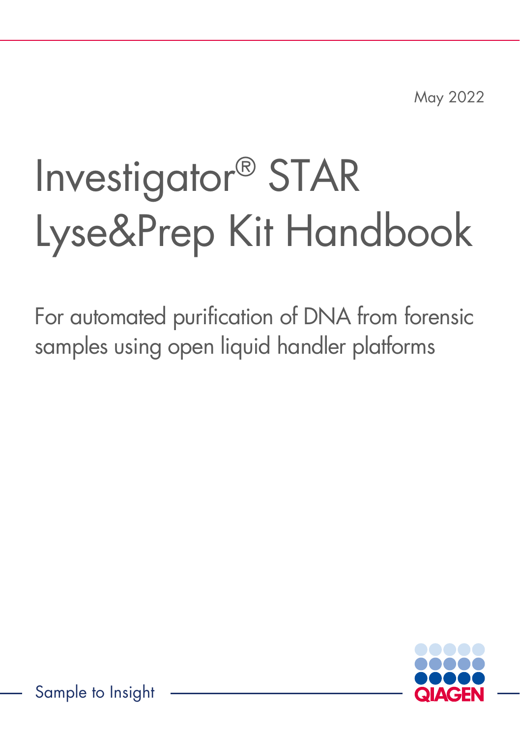May 2022

# Investigator® STAR Lyse&Prep Kit Handbook

For automated purification of DNA from forensic samples using open liquid handler platforms

Sample to Insight

QIAGEN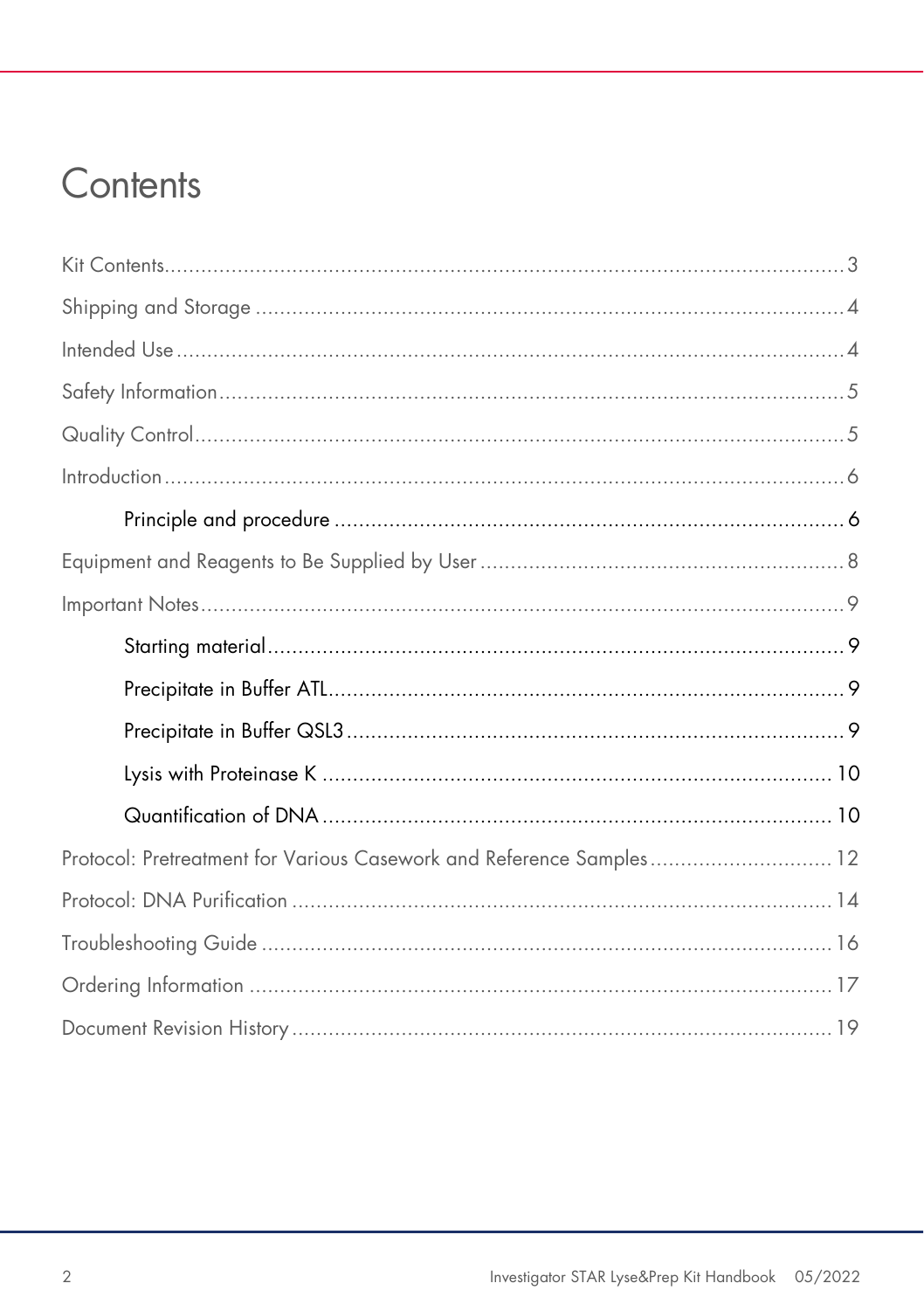# Contents

Kit Contents ..... 3

Shipping and Storage ..... 4

Intended Use ..... 4

Safety Information ..... 5

Quality Control ..... 5

Introduction ..... 6

- Principle and procedure ..... 6

Equipment and Reagents to Be Supplied by User ..... 8

Important Notes ..... 9

- Starting material ..... 9
- Precipitate in Buffer ATL ..... 9
- Precipitate in Buffer QSL3 ..... 9
- Lysis with Proteinase K ..... 10
- Quantification of DNA ..... 10

Protocol: Pretreatment for Various Casework and Reference Samples ..... 12

Protocol: DNA Purification ..... 14

Troubleshooting Guide ..... 16

Ordering Information ..... 17

Document Revision History ..... 19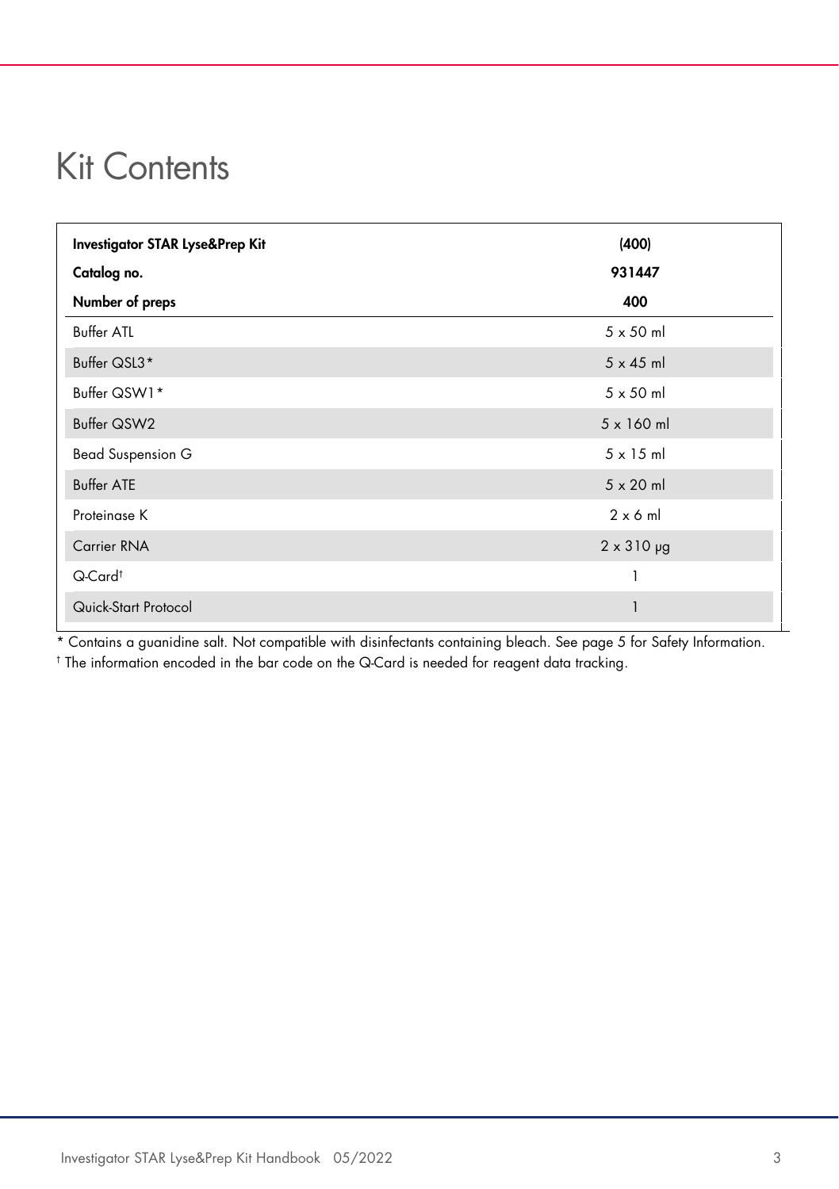# Kit Contents

| **Investigator STAR Lyse&Prep Kit** | **(400)** |
|---|---|
| **Catalog no.** | **931447** |
| **Number of preps** | **400** |
| Buffer ATL | 5 x 50 ml |
| Buffer QSL3* | 5 x 45 ml |
| Buffer QSW1* | 5 x 50 ml |
| Buffer QSW2 | 5 x 160 ml |
| Bead Suspension G | 5 x 15 ml |
| Buffer ATE | 5 x 20 ml |
| Proteinase K | 2 x 6 ml |
| Carrier RNA | 2 x 310 µg |
| Q-Card† | 1 |
| Quick-Start Protocol | 1 |

* Contains a guanidine salt. Not compatible with disinfectants containing bleach. See page 5 for Safety Information.

† The information encoded in the bar code on the Q-Card is needed for reagent data tracking.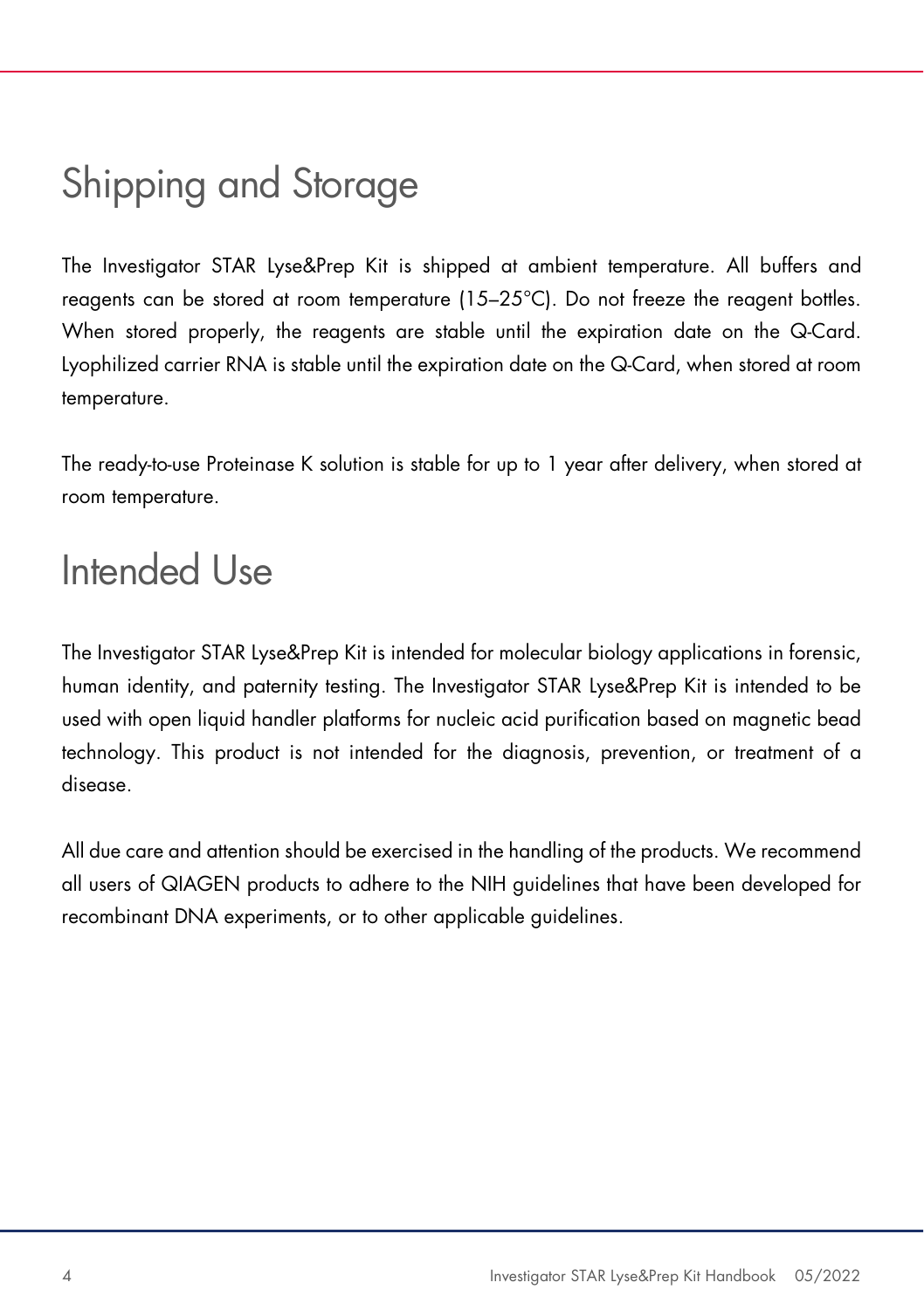# Shipping and Storage

The Investigator STAR Lyse&Prep Kit is shipped at ambient temperature. All buffers and reagents can be stored at room temperature (15–25°C). Do not freeze the reagent bottles. When stored properly, the reagents are stable until the expiration date on the Q-Card. Lyophilized carrier RNA is stable until the expiration date on the Q-Card, when stored at room temperature.

The ready-to-use Proteinase K solution is stable for up to 1 year after delivery, when stored at room temperature.

# Intended Use

The Investigator STAR Lyse&Prep Kit is intended for molecular biology applications in forensic, human identity, and paternity testing. The Investigator STAR Lyse&Prep Kit is intended to be used with open liquid handler platforms for nucleic acid purification based on magnetic bead technology. This product is not intended for the diagnosis, prevention, or treatment of a disease.

All due care and attention should be exercised in the handling of the products. We recommend all users of QIAGEN products to adhere to the NIH guidelines that have been developed for recombinant DNA experiments, or to other applicable guidelines.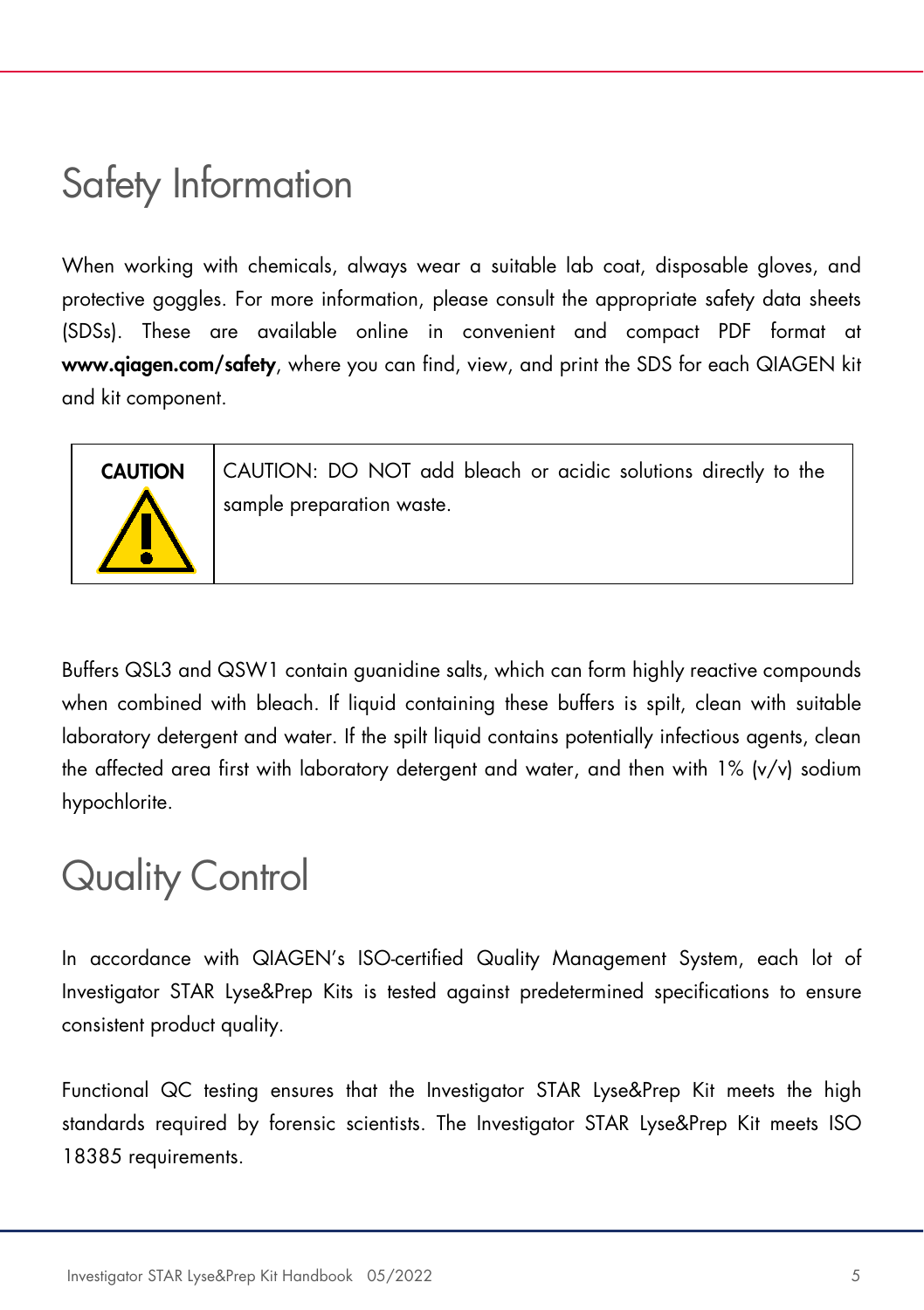# Safety Information

When working with chemicals, always wear a suitable lab coat, disposable gloves, and protective goggles. For more information, please consult the appropriate safety data sheets (SDSs). These are available online in convenient and compact PDF format at **www.qiagen.com/safety**, where you can find, view, and print the SDS for each QIAGEN kit and kit component.

| **CAUTION** | CAUTION: DO NOT add bleach or acidic solutions directly to the sample preparation waste. |
| --- | --- |

Buffers QSL3 and QSW1 contain guanidine salts, which can form highly reactive compounds when combined with bleach. If liquid containing these buffers is spilt, clean with suitable laboratory detergent and water. If the spilt liquid contains potentially infectious agents, clean the affected area first with laboratory detergent and water, and then with 1% (v/v) sodium hypochlorite.

# Quality Control

In accordance with QIAGEN's ISO-certified Quality Management System, each lot of Investigator STAR Lyse&Prep Kits is tested against predetermined specifications to ensure consistent product quality.

Functional QC testing ensures that the Investigator STAR Lyse&Prep Kit meets the high standards required by forensic scientists. The Investigator STAR Lyse&Prep Kit meets ISO 18385 requirements.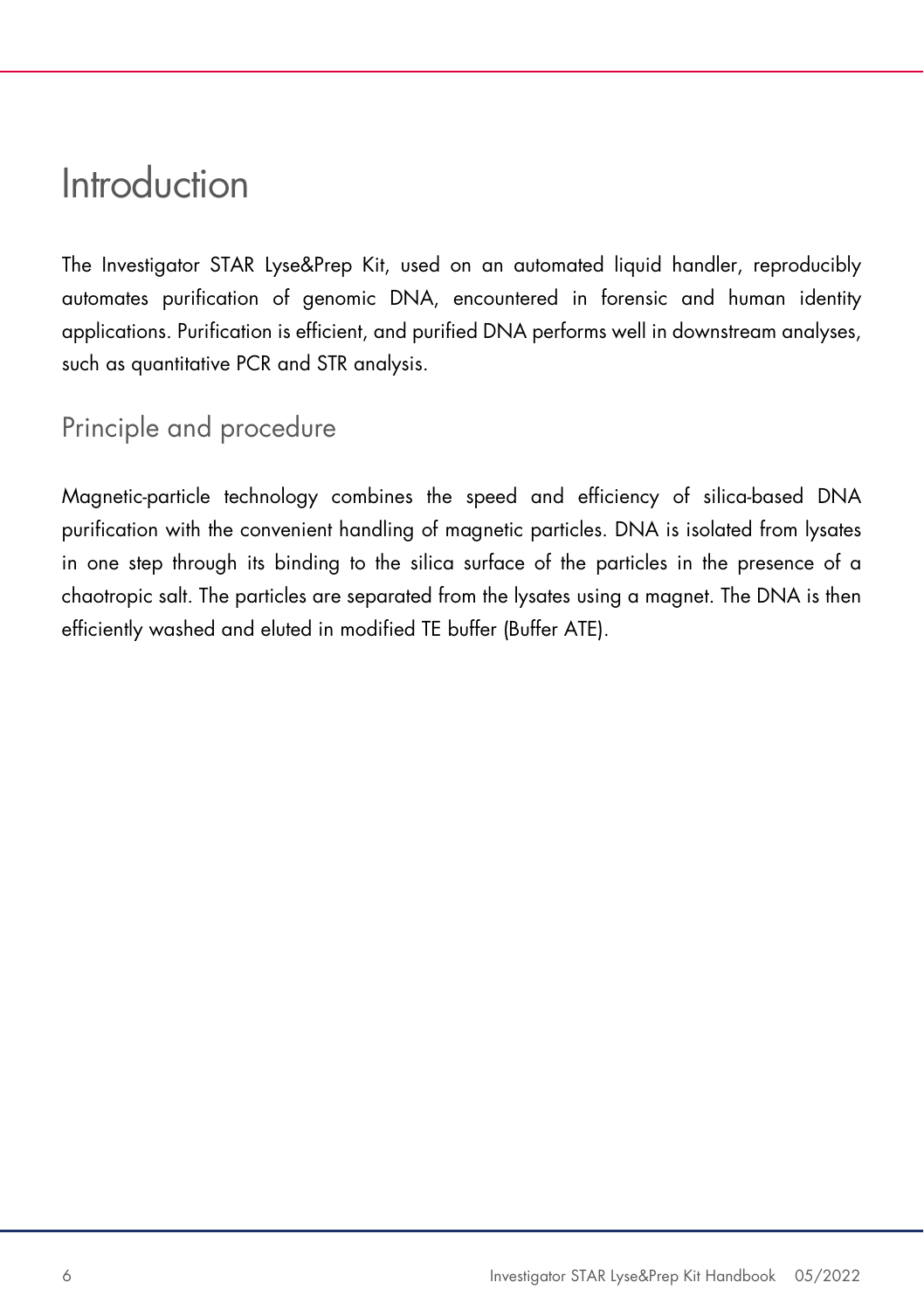# Introduction

The Investigator STAR Lyse&Prep Kit, used on an automated liquid handler, reproducibly automates purification of genomic DNA, encountered in forensic and human identity applications. Purification is efficient, and purified DNA performs well in downstream analyses, such as quantitative PCR and STR analysis.

## Principle and procedure

Magnetic-particle technology combines the speed and efficiency of silica-based DNA purification with the convenient handling of magnetic particles. DNA is isolated from lysates in one step through its binding to the silica surface of the particles in the presence of a chaotropic salt. The particles are separated from the lysates using a magnet. The DNA is then efficiently washed and eluted in modified TE buffer (Buffer ATE).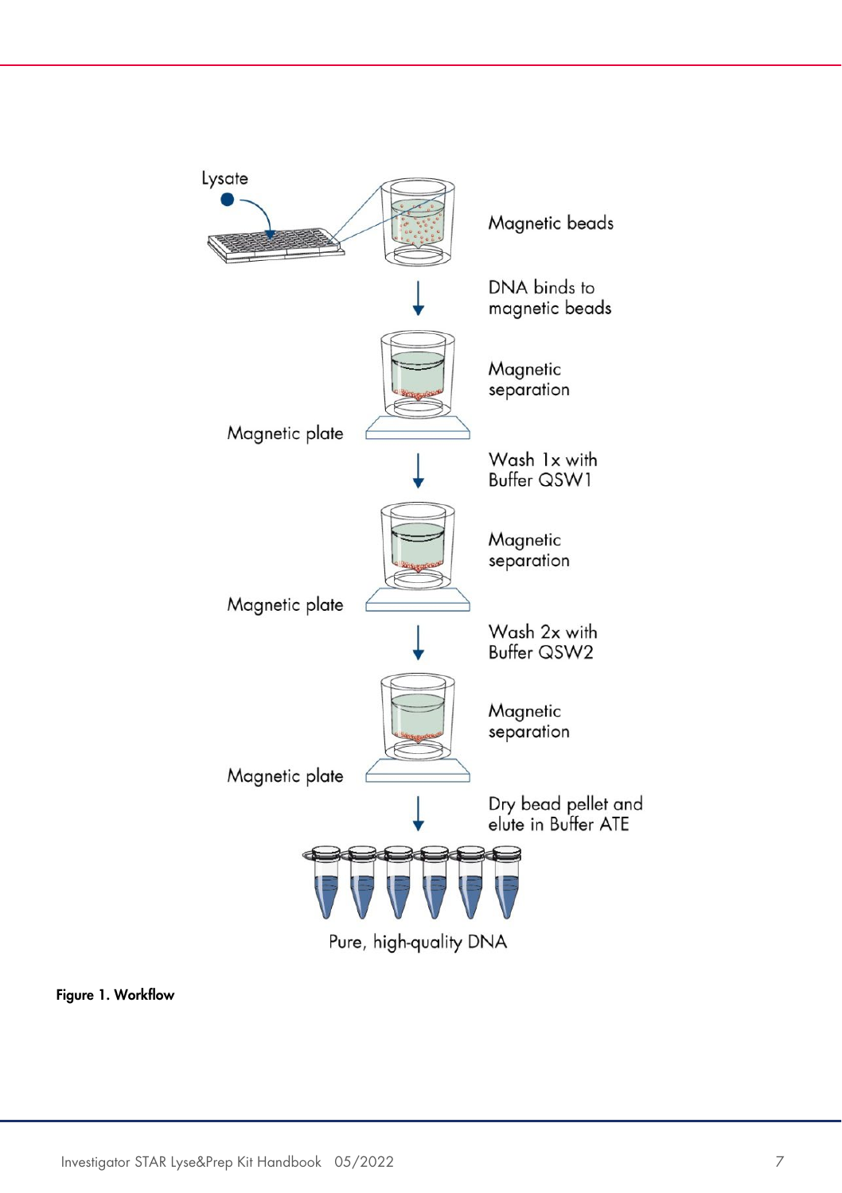Lysate

Magnetic beads

DNA binds to magnetic beads

Magnetic separation

Magnetic plate

Wash 1x with Buffer QSW1

Magnetic separation

Magnetic plate

Wash 2x with Buffer QSW2

Magnetic separation

Magnetic plate

Dry bead pellet and elute in Buffer ATE

Pure, high-quality DNA

**Figure 1. Workflow**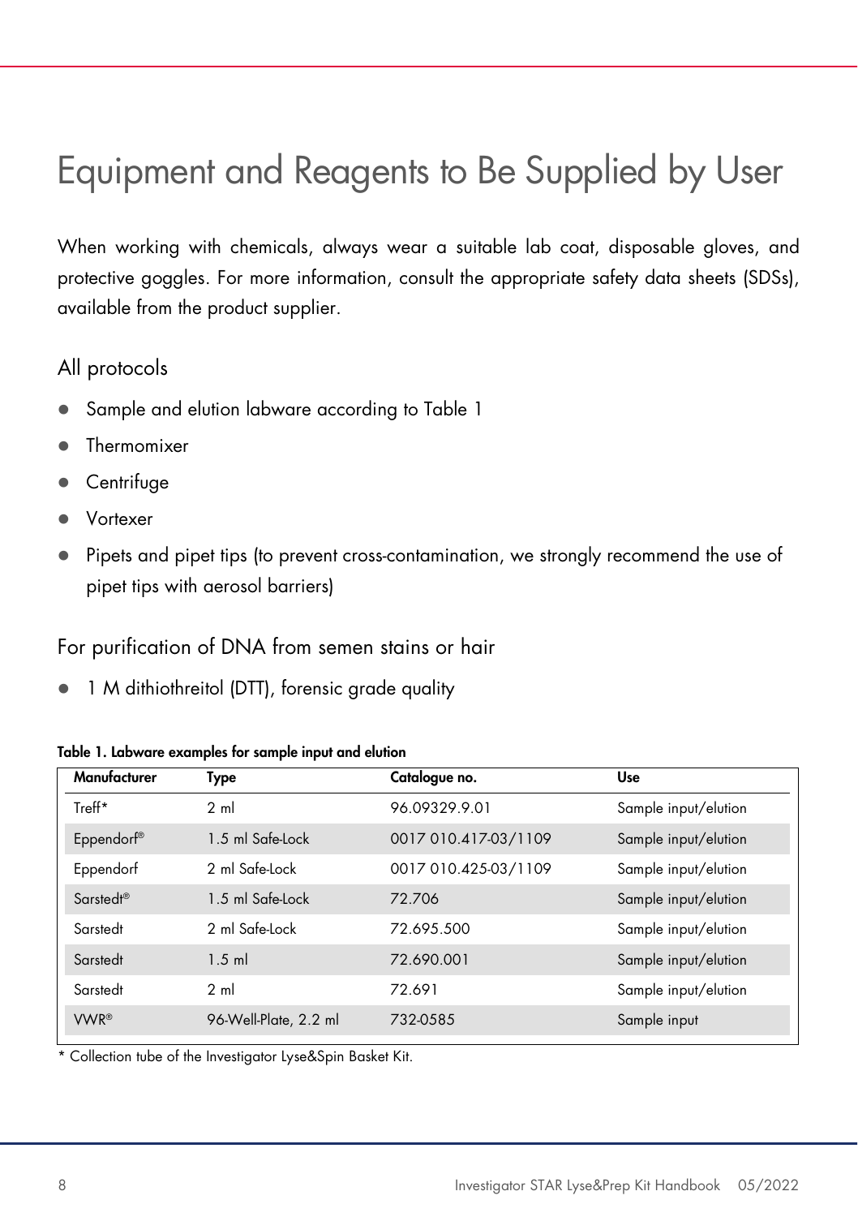# Equipment and Reagents to Be Supplied by User

When working with chemicals, always wear a suitable lab coat, disposable gloves, and protective goggles. For more information, consult the appropriate safety data sheets (SDSs), available from the product supplier.

## All protocols

- Sample and elution labware according to Table 1
- Thermomixer
- Centrifuge
- Vortexer
- Pipets and pipet tips (to prevent cross-contamination, we strongly recommend the use of pipet tips with aerosol barriers)

## For purification of DNA from semen stains or hair

- 1 M dithiothreitol (DTT), forensic grade quality

**Table 1. Labware examples for sample input and elution**

| Manufacturer | Type | Catalogue no. | Use |
|---|---|---|---|
| Treff* | 2 ml | 96.09329.9.01 | Sample input/elution |
| Eppendorf® | 1.5 ml Safe-Lock | 0017 010.417-03/1109 | Sample input/elution |
| Eppendorf | 2 ml Safe-Lock | 0017 010.425-03/1109 | Sample input/elution |
| Sarstedt® | 1.5 ml Safe-Lock | 72.706 | Sample input/elution |
| Sarstedt | 2 ml Safe-Lock | 72.695.500 | Sample input/elution |
| Sarstedt | 1.5 ml | 72.690.001 | Sample input/elution |
| Sarstedt | 2 ml | 72.691 | Sample input/elution |
| VWR® | 96-Well-Plate, 2.2 ml | 732-0585 | Sample input |

* Collection tube of the Investigator Lyse&Spin Basket Kit.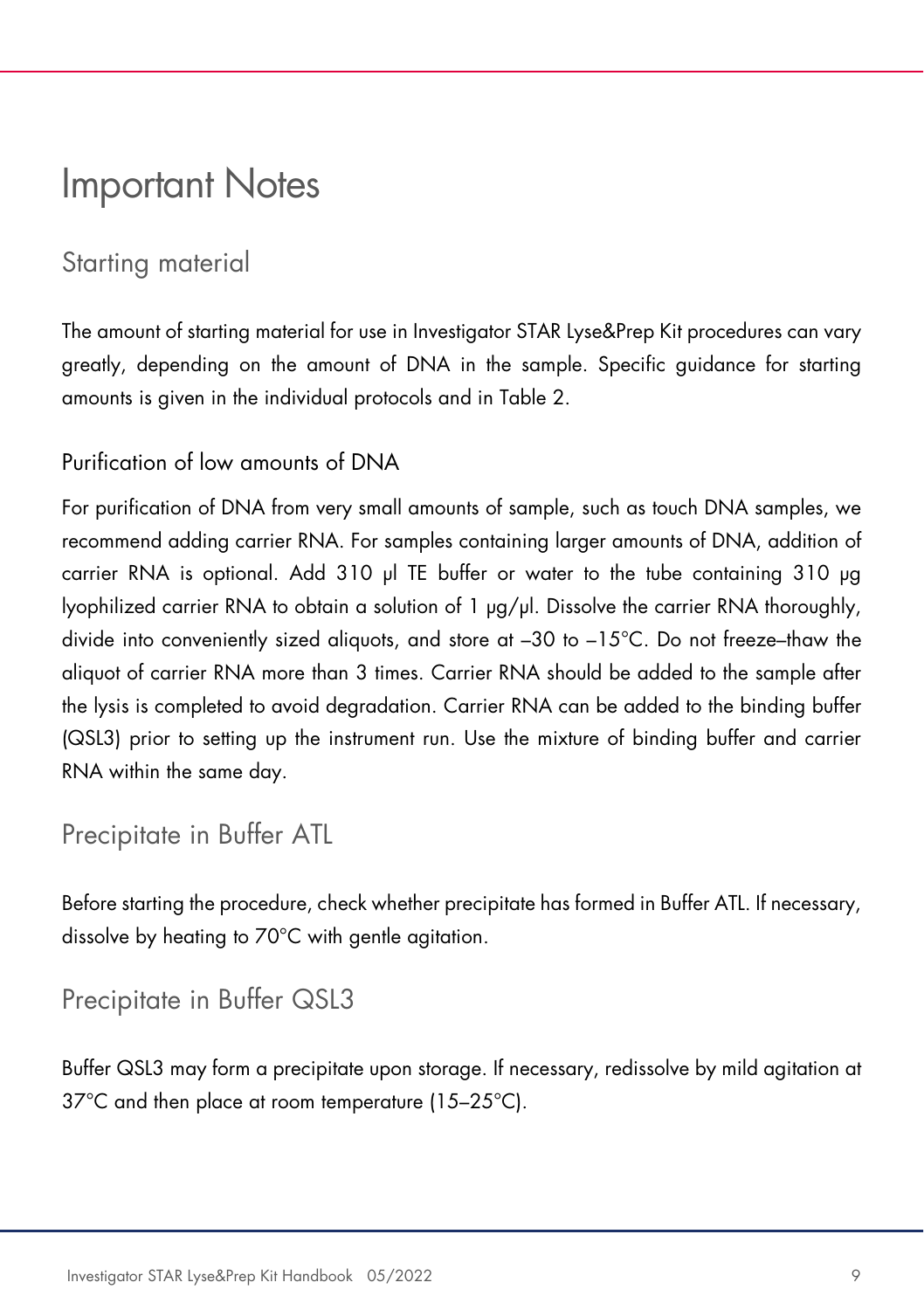# Important Notes

## Starting material

The amount of starting material for use in Investigator STAR Lyse&Prep Kit procedures can vary greatly, depending on the amount of DNA in the sample. Specific guidance for starting amounts is given in the individual protocols and in Table 2.

### Purification of low amounts of DNA

For purification of DNA from very small amounts of sample, such as touch DNA samples, we recommend adding carrier RNA. For samples containing larger amounts of DNA, addition of carrier RNA is optional. Add 310 µl TE buffer or water to the tube containing 310 µg lyophilized carrier RNA to obtain a solution of 1 µg/µl. Dissolve the carrier RNA thoroughly, divide into conveniently sized aliquots, and store at –30 to –15°C. Do not freeze–thaw the aliquot of carrier RNA more than 3 times. Carrier RNA should be added to the sample after the lysis is completed to avoid degradation. Carrier RNA can be added to the binding buffer (QSL3) prior to setting up the instrument run. Use the mixture of binding buffer and carrier RNA within the same day.

## Precipitate in Buffer ATL

Before starting the procedure, check whether precipitate has formed in Buffer ATL. If necessary, dissolve by heating to 70°C with gentle agitation.

## Precipitate in Buffer QSL3

Buffer QSL3 may form a precipitate upon storage. If necessary, redissolve by mild agitation at 37°C and then place at room temperature (15–25°C).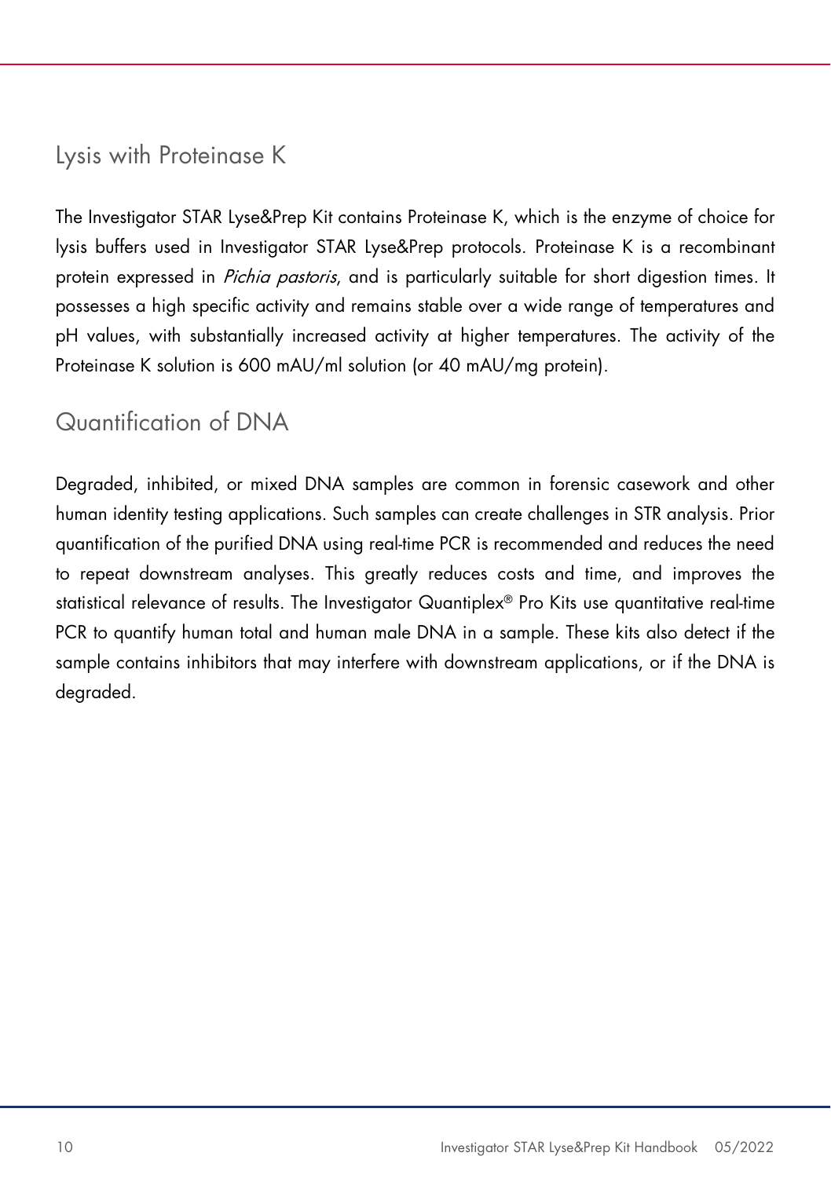## Lysis with Proteinase K

The Investigator STAR Lyse&Prep Kit contains Proteinase K, which is the enzyme of choice for lysis buffers used in Investigator STAR Lyse&Prep protocols. Proteinase K is a recombinant protein expressed in *Pichia pastoris*, and is particularly suitable for short digestion times. It possesses a high specific activity and remains stable over a wide range of temperatures and pH values, with substantially increased activity at higher temperatures. The activity of the Proteinase K solution is 600 mAU/ml solution (or 40 mAU/mg protein).

## Quantification of DNA

Degraded, inhibited, or mixed DNA samples are common in forensic casework and other human identity testing applications. Such samples can create challenges in STR analysis. Prior quantification of the purified DNA using real-time PCR is recommended and reduces the need to repeat downstream analyses. This greatly reduces costs and time, and improves the statistical relevance of results. The Investigator Quantiplex® Pro Kits use quantitative real-time PCR to quantify human total and human male DNA in a sample. These kits also detect if the sample contains inhibitors that may interfere with downstream applications, or if the DNA is degraded.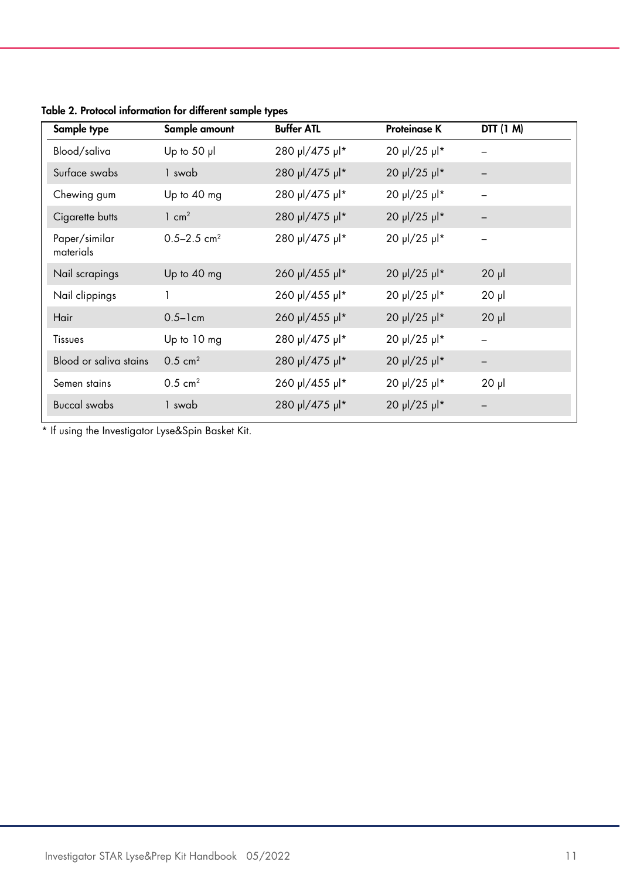**Table 2. Protocol information for different sample types**

| Sample type | Sample amount | Buffer ATL | Proteinase K | DTT (1 M) |
|---|---|---|---|---|
| Blood/saliva | Up to 50 µl | 280 µl/475 µl* | 20 µl/25 µl* | – |
| Surface swabs | 1 swab | 280 µl/475 µl* | 20 µl/25 µl* | – |
| Chewing gum | Up to 40 mg | 280 µl/475 µl* | 20 µl/25 µl* | – |
| Cigarette butts | 1 $cm^2$ | 280 µl/475 µl* | 20 µl/25 µl* | – |
| Paper/similar materials | 0.5–2.5 $cm^2$ | 280 µl/475 µl* | 20 µl/25 µl* | – |
| Nail scrapings | Up to 40 mg | 260 µl/455 µl* | 20 µl/25 µl* | 20 µl |
| Nail clippings | 1 | 260 µl/455 µl* | 20 µl/25 µl* | 20 µl |
| Hair | 0.5–1cm | 260 µl/455 µl* | 20 µl/25 µl* | 20 µl |
| Tissues | Up to 10 mg | 280 µl/475 µl* | 20 µl/25 µl* | – |
| Blood or saliva stains | 0.5 $cm^2$ | 280 µl/475 µl* | 20 µl/25 µl* | – |
| Semen stains | 0.5 $cm^2$ | 260 µl/455 µl* | 20 µl/25 µl* | 20 µl |
| Buccal swabs | 1 swab | 280 µl/475 µl* | 20 µl/25 µl* | – |

* If using the Investigator Lyse&Spin Basket Kit.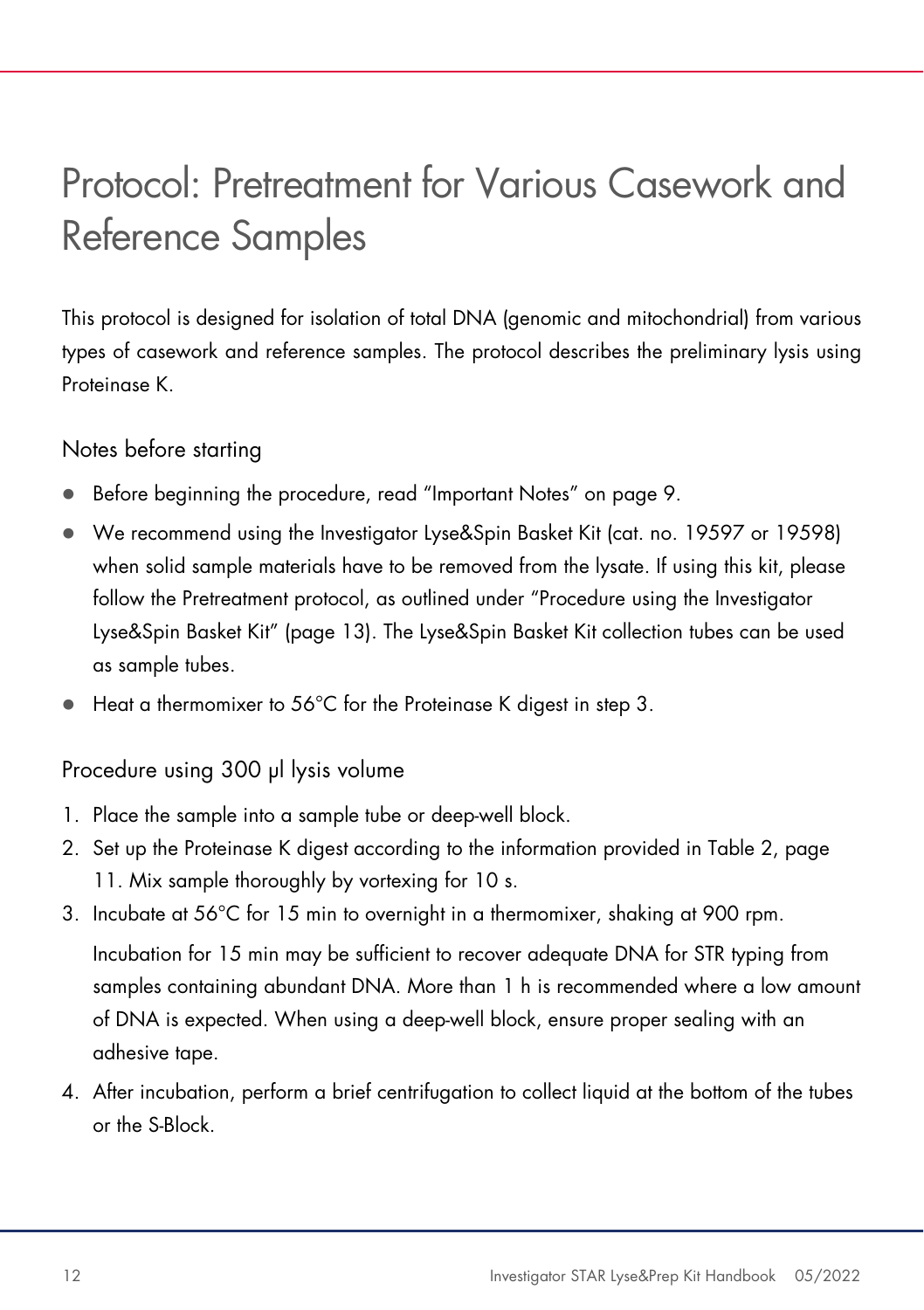# Protocol: Pretreatment for Various Casework and Reference Samples

This protocol is designed for isolation of total DNA (genomic and mitochondrial) from various types of casework and reference samples. The protocol describes the preliminary lysis using Proteinase K.

## Notes before starting

- Before beginning the procedure, read "Important Notes" on page 9.
- We recommend using the Investigator Lyse&Spin Basket Kit (cat. no. 19597 or 19598) when solid sample materials have to be removed from the lysate. If using this kit, please follow the Pretreatment protocol, as outlined under "Procedure using the Investigator Lyse&Spin Basket Kit" (page 13). The Lyse&Spin Basket Kit collection tubes can be used as sample tubes.
- Heat a thermomixer to 56°C for the Proteinase K digest in step 3.

## Procedure using 300 µl lysis volume

1. Place the sample into a sample tube or deep-well block.
2. Set up the Proteinase K digest according to the information provided in Table 2, page 11. Mix sample thoroughly by vortexing for 10 s.
3. Incubate at 56°C for 15 min to overnight in a thermomixer, shaking at 900 rpm.

   Incubation for 15 min may be sufficient to recover adequate DNA for STR typing from samples containing abundant DNA. More than 1 h is recommended where a low amount of DNA is expected. When using a deep-well block, ensure proper sealing with an adhesive tape.
4. After incubation, perform a brief centrifugation to collect liquid at the bottom of the tubes or the S-Block.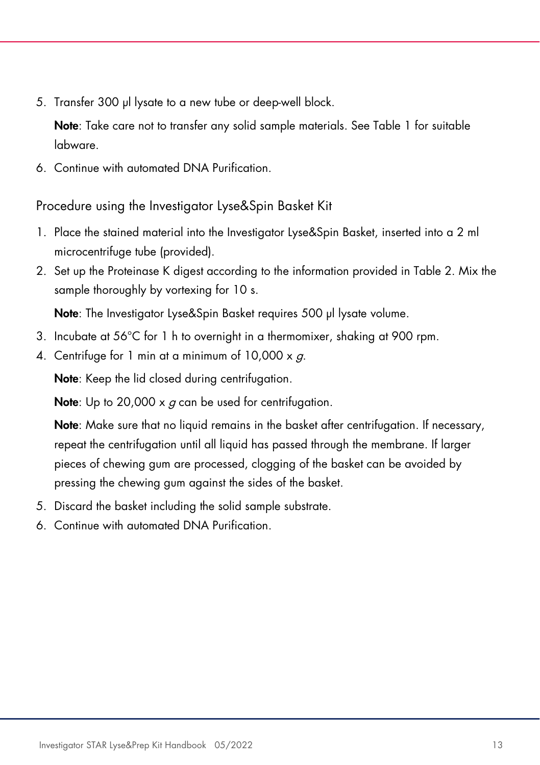5. Transfer 300 µl lysate to a new tube or deep-well block.

   **Note**: Take care not to transfer any solid sample materials. See Table 1 for suitable labware.

6. Continue with automated DNA Purification.

### Procedure using the Investigator Lyse&Spin Basket Kit

1. Place the stained material into the Investigator Lyse&Spin Basket, inserted into a 2 ml microcentrifuge tube (provided).
2. Set up the Proteinase K digest according to the information provided in Table 2. Mix the sample thoroughly by vortexing for 10 s.

   **Note**: The Investigator Lyse&Spin Basket requires 500 µl lysate volume.

3. Incubate at 56°C for 1 h to overnight in a thermomixer, shaking at 900 rpm.
4. Centrifuge for 1 min at a minimum of 10,000 x *g*.

   **Note**: Keep the lid closed during centrifugation.

   **Note**: Up to 20,000 x *g* can be used for centrifugation.

   **Note**: Make sure that no liquid remains in the basket after centrifugation. If necessary, repeat the centrifugation until all liquid has passed through the membrane. If larger pieces of chewing gum are processed, clogging of the basket can be avoided by pressing the chewing gum against the sides of the basket.

5. Discard the basket including the solid sample substrate.
6. Continue with automated DNA Purification.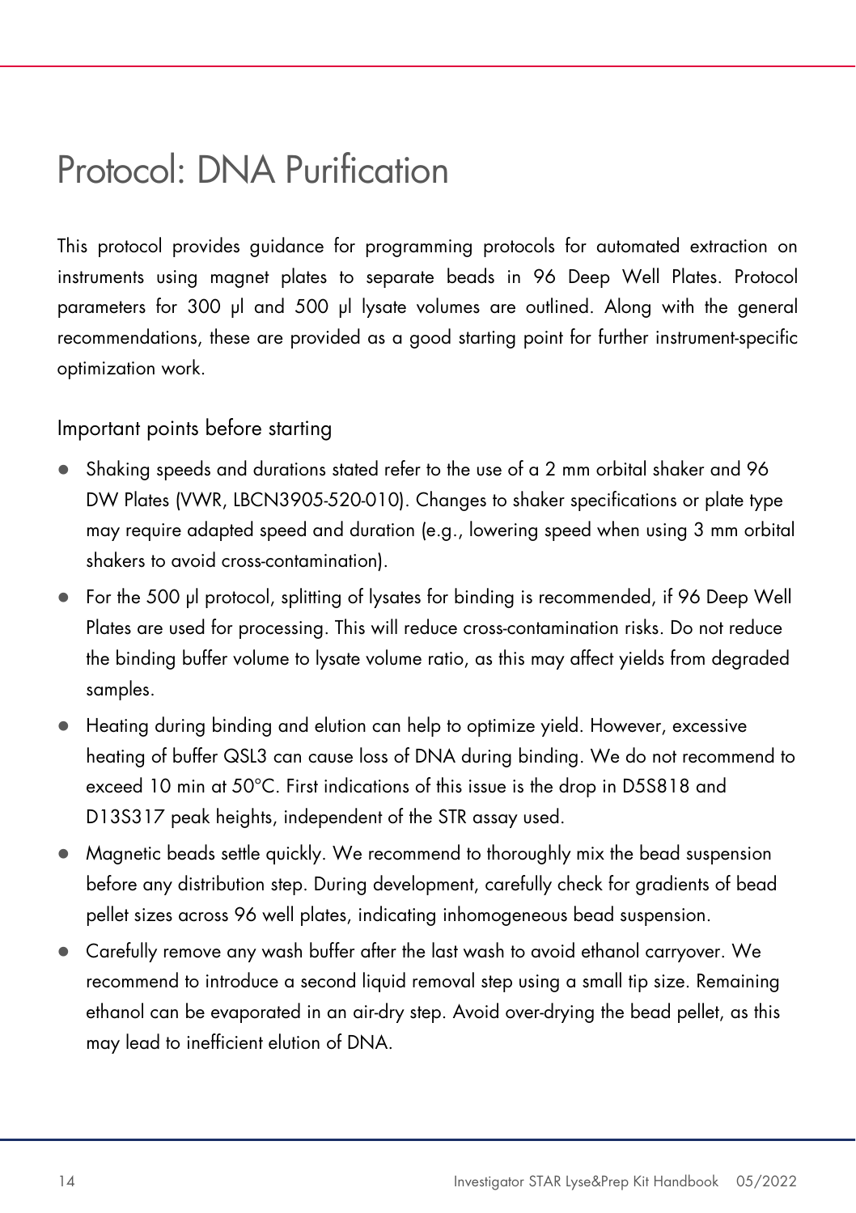# Protocol: DNA Purification

This protocol provides guidance for programming protocols for automated extraction on instruments using magnet plates to separate beads in 96 Deep Well Plates. Protocol parameters for 300 µl and 500 µl lysate volumes are outlined. Along with the general recommendations, these are provided as a good starting point for further instrument-specific optimization work.

## Important points before starting

- Shaking speeds and durations stated refer to the use of a 2 mm orbital shaker and 96 DW Plates (VWR, LBCN3905-520-010). Changes to shaker specifications or plate type may require adapted speed and duration (e.g., lowering speed when using 3 mm orbital shakers to avoid cross-contamination).
- For the 500 µl protocol, splitting of lysates for binding is recommended, if 96 Deep Well Plates are used for processing. This will reduce cross-contamination risks. Do not reduce the binding buffer volume to lysate volume ratio, as this may affect yields from degraded samples.
- Heating during binding and elution can help to optimize yield. However, excessive heating of buffer QSL3 can cause loss of DNA during binding. We do not recommend to exceed 10 min at 50°C. First indications of this issue is the drop in D5S818 and D13S317 peak heights, independent of the STR assay used.
- Magnetic beads settle quickly. We recommend to thoroughly mix the bead suspension before any distribution step. During development, carefully check for gradients of bead pellet sizes across 96 well plates, indicating inhomogeneous bead suspension.
- Carefully remove any wash buffer after the last wash to avoid ethanol carryover. We recommend to introduce a second liquid removal step using a small tip size. Remaining ethanol can be evaporated in an air-dry step. Avoid over-drying the bead pellet, as this may lead to inefficient elution of DNA.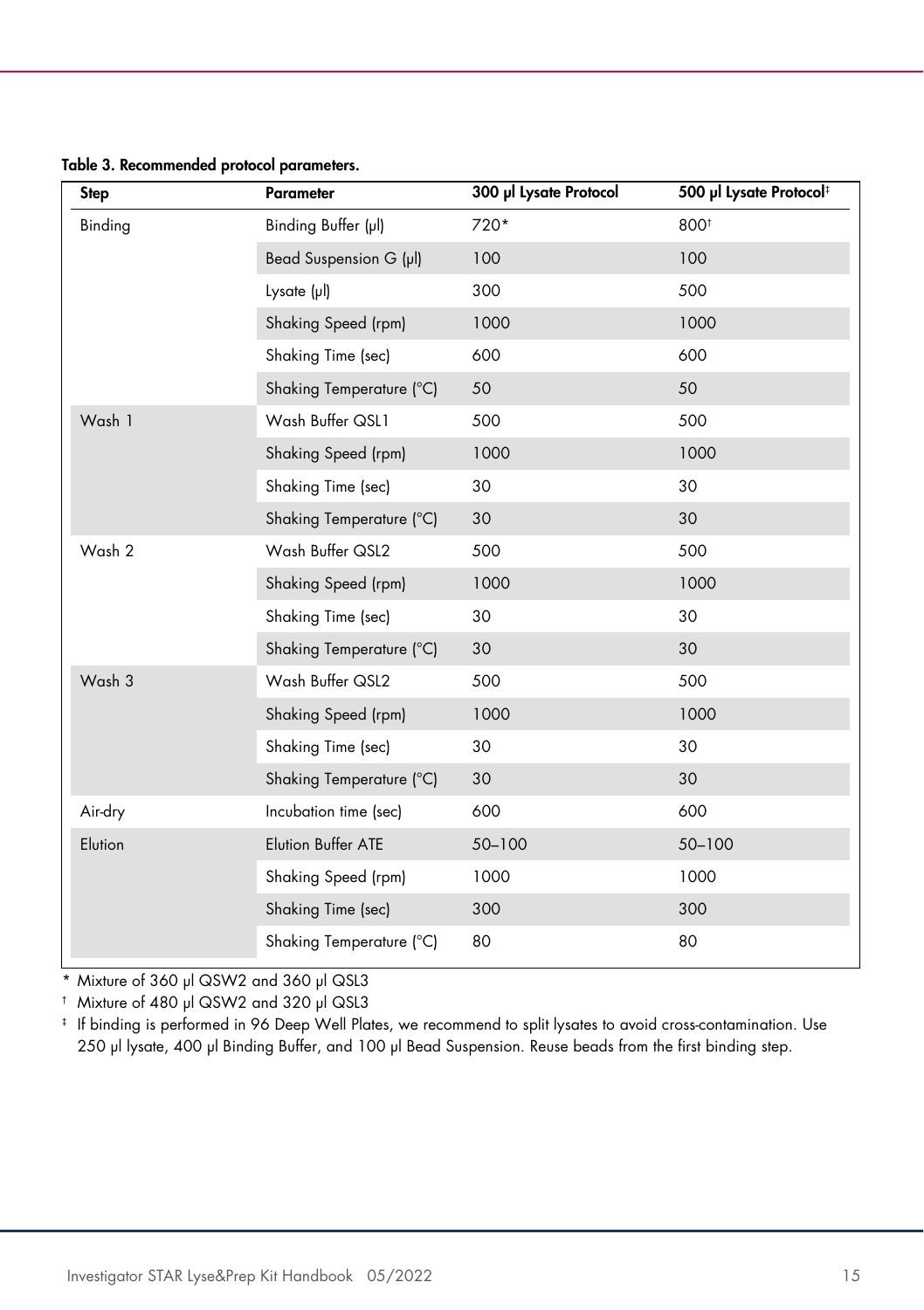**Table 3. Recommended protocol parameters.**

| Step | Parameter | 300 µl Lysate Protocol | 500 µl Lysate Protocol‡ |
|---|---|---|---|
| Binding | Binding Buffer (µl) | 720* | 800† |
| | Bead Suspension G (µl) | 100 | 100 |
| | Lysate (µl) | 300 | 500 |
| | Shaking Speed (rpm) | 1000 | 1000 |
| | Shaking Time (sec) | 600 | 600 |
| | Shaking Temperature (°C) | 50 | 50 |
| Wash 1 | Wash Buffer QSL1 | 500 | 500 |
| | Shaking Speed (rpm) | 1000 | 1000 |
| | Shaking Time (sec) | 30 | 30 |
| | Shaking Temperature (°C) | 30 | 30 |
| Wash 2 | Wash Buffer QSL2 | 500 | 500 |
| | Shaking Speed (rpm) | 1000 | 1000 |
| | Shaking Time (sec) | 30 | 30 |
| | Shaking Temperature (°C) | 30 | 30 |
| Wash 3 | Wash Buffer QSL2 | 500 | 500 |
| | Shaking Speed (rpm) | 1000 | 1000 |
| | Shaking Time (sec) | 30 | 30 |
| | Shaking Temperature (°C) | 30 | 30 |
| Air-dry | Incubation time (sec) | 600 | 600 |
| Elution | Elution Buffer ATE | 50–100 | 50–100 |
| | Shaking Speed (rpm) | 1000 | 1000 |
| | Shaking Time (sec) | 300 | 300 |
| | Shaking Temperature (°C) | 80 | 80 |

\* Mixture of 360 µl QSW2 and 360 µl QSL3

† Mixture of 480 µl QSW2 and 320 µl QSL3

‡ If binding is performed in 96 Deep Well Plates, we recommend to split lysates to avoid cross-contamination. Use 250 µl lysate, 400 µl Binding Buffer, and 100 µl Bead Suspension. Reuse beads from the first binding step.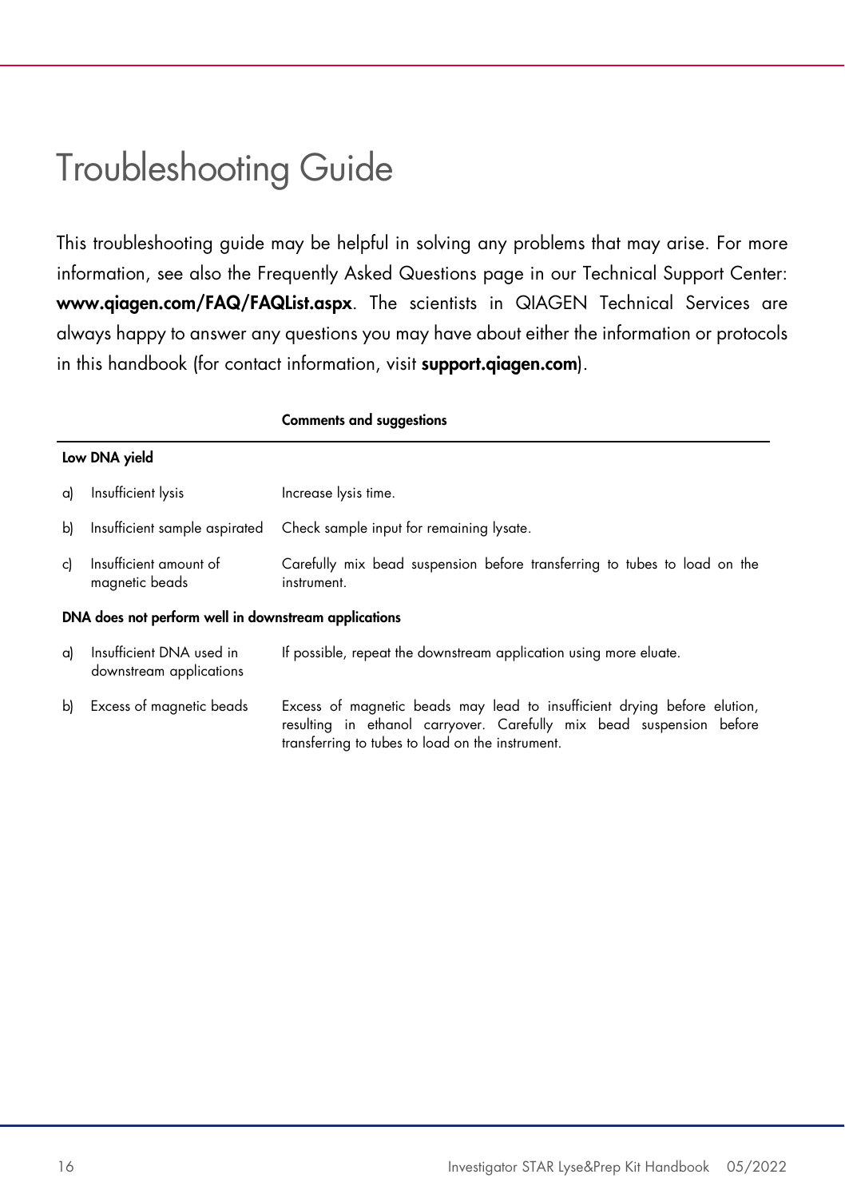# Troubleshooting Guide

This troubleshooting guide may be helpful in solving any problems that may arise. For more information, see also the Frequently Asked Questions page in our Technical Support Center: **www.qiagen.com/FAQ/FAQList.aspx**. The scientists in QIAGEN Technical Services are always happy to answer any questions you may have about either the information or protocols in this handbook (for contact information, visit **support.qiagen.com**).

| | | Comments and suggestions |
|---|---|---|
| **Low DNA yield** | | |
| a) | Insufficient lysis | Increase lysis time. |
| b) | Insufficient sample aspirated | Check sample input for remaining lysate. |
| c) | Insufficient amount of magnetic beads | Carefully mix bead suspension before transferring to tubes to load on the instrument. |
| **DNA does not perform well in downstream applications** | | |
| a) | Insufficient DNA used in downstream applications | If possible, repeat the downstream application using more eluate. |
| b) | Excess of magnetic beads | Excess of magnetic beads may lead to insufficient drying before elution, resulting in ethanol carryover. Carefully mix bead suspension before transferring to tubes to load on the instrument. |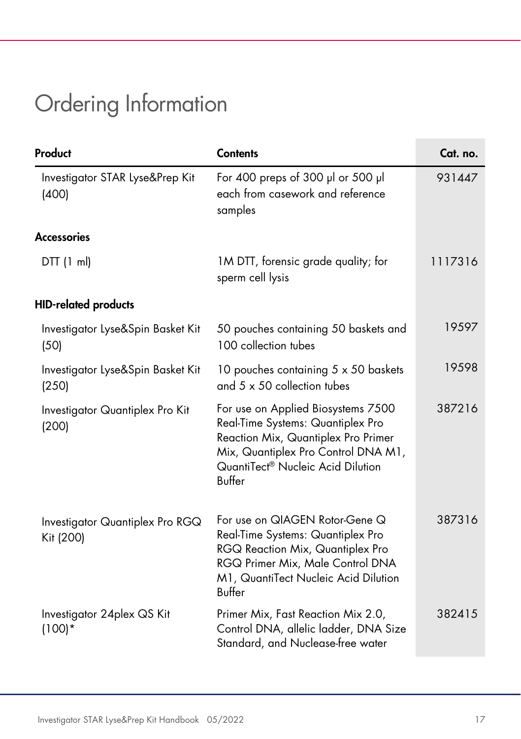# Ordering Information

| Product | Contents | Cat. no. |
|---|---|---|
| Investigator STAR Lyse&Prep Kit (400) | For 400 preps of 300 µl or 500 µl each from casework and reference samples | 931447 |
| **Accessories** | | |
| DTT (1 ml) | 1M DTT, forensic grade quality; for sperm cell lysis | 1117316 |
| **HID-related products** | | |
| Investigator Lyse&Spin Basket Kit (50) | 50 pouches containing 50 baskets and 100 collection tubes | 19597 |
| Investigator Lyse&Spin Basket Kit (250) | 10 pouches containing 5 x 50 baskets and 5 x 50 collection tubes | 19598 |
| Investigator Quantiplex Pro Kit (200) | For use on Applied Biosystems 7500 Real-Time Systems: Quantiplex Pro Reaction Mix, Quantiplex Pro Primer Mix, Quantiplex Pro Control DNA M1, QuantiTect® Nucleic Acid Dilution Buffer | 387216 |
| Investigator Quantiplex Pro RGQ Kit (200) | For use on QIAGEN Rotor-Gene Q Real-Time Systems: Quantiplex Pro RGQ Reaction Mix, Quantiplex Pro RGQ Primer Mix, Male Control DNA M1, QuantiTect Nucleic Acid Dilution Buffer | 387316 |
| Investigator 24plex QS Kit (100)* | Primer Mix, Fast Reaction Mix 2.0, Control DNA, allelic ladder, DNA Size Standard, and Nuclease-free water | 382415 |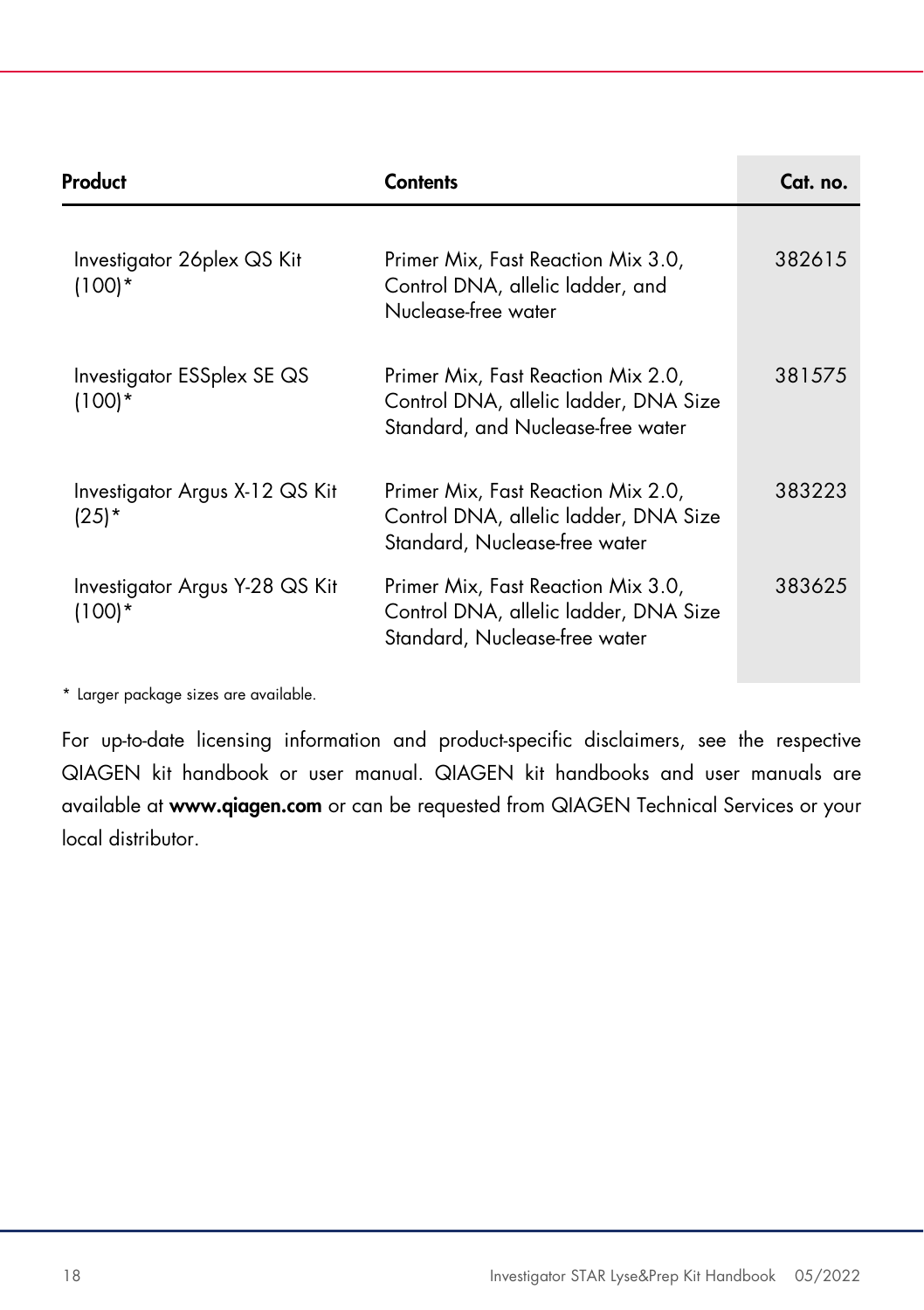| Product | Contents | Cat. no. |
|---|---|---|
| Investigator 26plex QS Kit (100)* | Primer Mix, Fast Reaction Mix 3.0, Control DNA, allelic ladder, and Nuclease-free water | 382615 |
| Investigator ESSplex SE QS (100)* | Primer Mix, Fast Reaction Mix 2.0, Control DNA, allelic ladder, DNA Size Standard, and Nuclease-free water | 381575 |
| Investigator Argus X-12 QS Kit (25)* | Primer Mix, Fast Reaction Mix 2.0, Control DNA, allelic ladder, DNA Size Standard, Nuclease-free water | 383223 |
| Investigator Argus Y-28 QS Kit (100)* | Primer Mix, Fast Reaction Mix 3.0, Control DNA, allelic ladder, DNA Size Standard, Nuclease-free water | 383625 |

* Larger package sizes are available.

For up-to-date licensing information and product-specific disclaimers, see the respective QIAGEN kit handbook or user manual. QIAGEN kit handbooks and user manuals are available at **www.qiagen.com** or can be requested from QIAGEN Technical Services or your local distributor.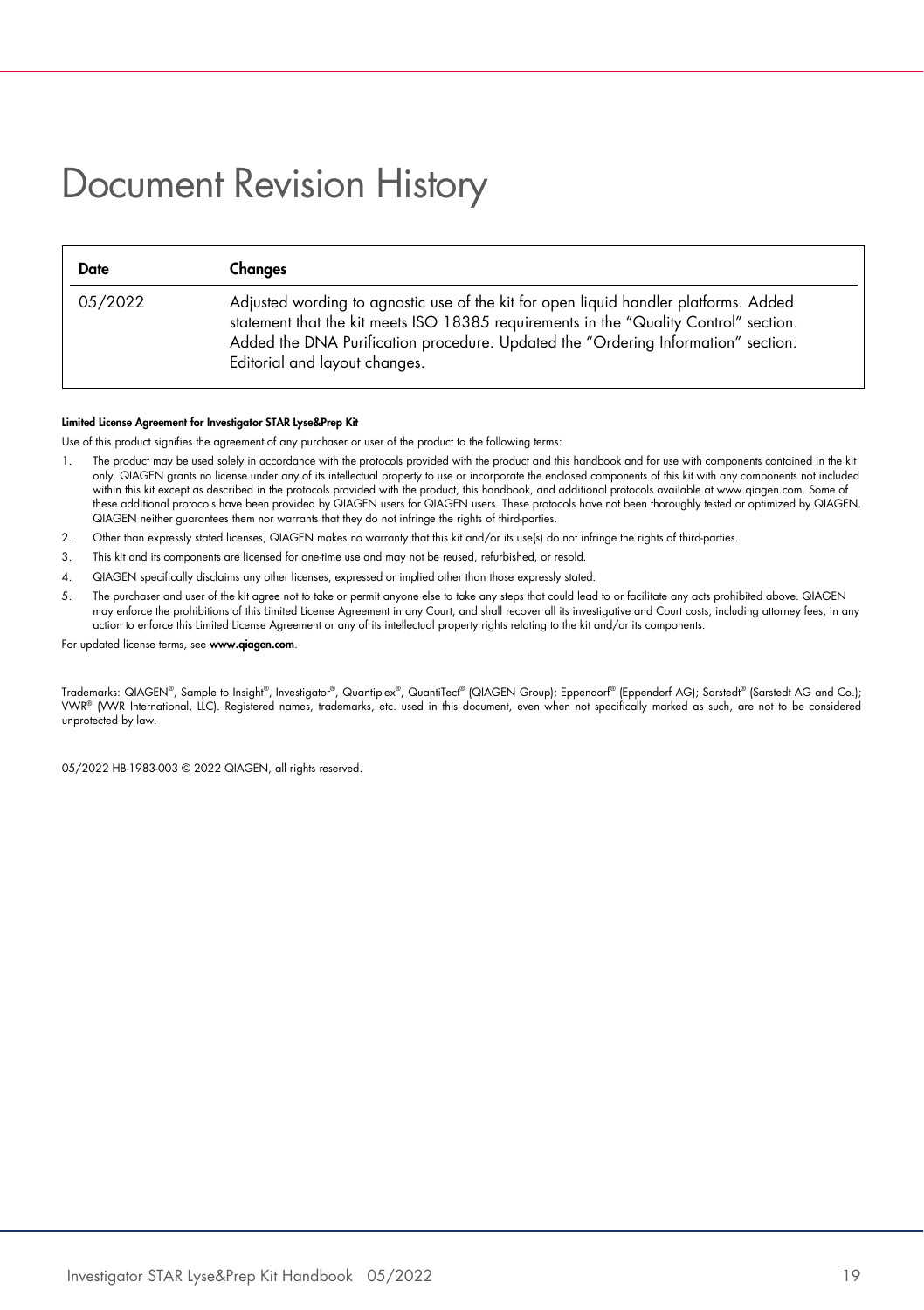# Document Revision History

| Date | Changes |
| --- | --- |
| 05/2022 | Adjusted wording to agnostic use of the kit for open liquid handler platforms. Added statement that the kit meets ISO 18385 requirements in the "Quality Control" section. Added the DNA Purification procedure. Updated the "Ordering Information" section. Editorial and layout changes. |

**Limited License Agreement for Investigator STAR Lyse&Prep Kit**

Use of this product signifies the agreement of any purchaser or user of the product to the following terms:

1. The product may be used solely in accordance with the protocols provided with the product and this handbook and for use with components contained in the kit only. QIAGEN grants no license under any of its intellectual property to use or incorporate the enclosed components of this kit with any components not included within this kit except as described in the protocols provided with the product, this handbook, and additional protocols available at www.qiagen.com. Some of these additional protocols have been provided by QIAGEN users for QIAGEN users. These protocols have not been thoroughly tested or optimized by QIAGEN. QIAGEN neither guarantees them nor warrants that they do not infringe the rights of third-parties.
2. Other than expressly stated licenses, QIAGEN makes no warranty that this kit and/or its use(s) do not infringe the rights of third-parties.
3. This kit and its components are licensed for one-time use and may not be reused, refurbished, or resold.
4. QIAGEN specifically disclaims any other licenses, expressed or implied other than those expressly stated.
5. The purchaser and user of the kit agree not to take or permit anyone else to take any steps that could lead to or facilitate any acts prohibited above. QIAGEN may enforce the prohibitions of this Limited License Agreement in any Court, and shall recover all its investigative and Court costs, including attorney fees, in any action to enforce this Limited License Agreement or any of its intellectual property rights relating to the kit and/or its components.

For updated license terms, see **www.qiagen.com**.

Trademarks: QIAGEN®, Sample to Insight®, Investigator®, Quantiplex®, QuantiTect® (QIAGEN Group); Eppendorf® (Eppendorf AG); Sarstedt® (Sarstedt AG and Co.); VWR® (VWR International, LLC). Registered names, trademarks, etc. used in this document, even when not specifically marked as such, are not to be considered unprotected by law.

05/2022 HB-1983-003 © 2022 QIAGEN, all rights reserved.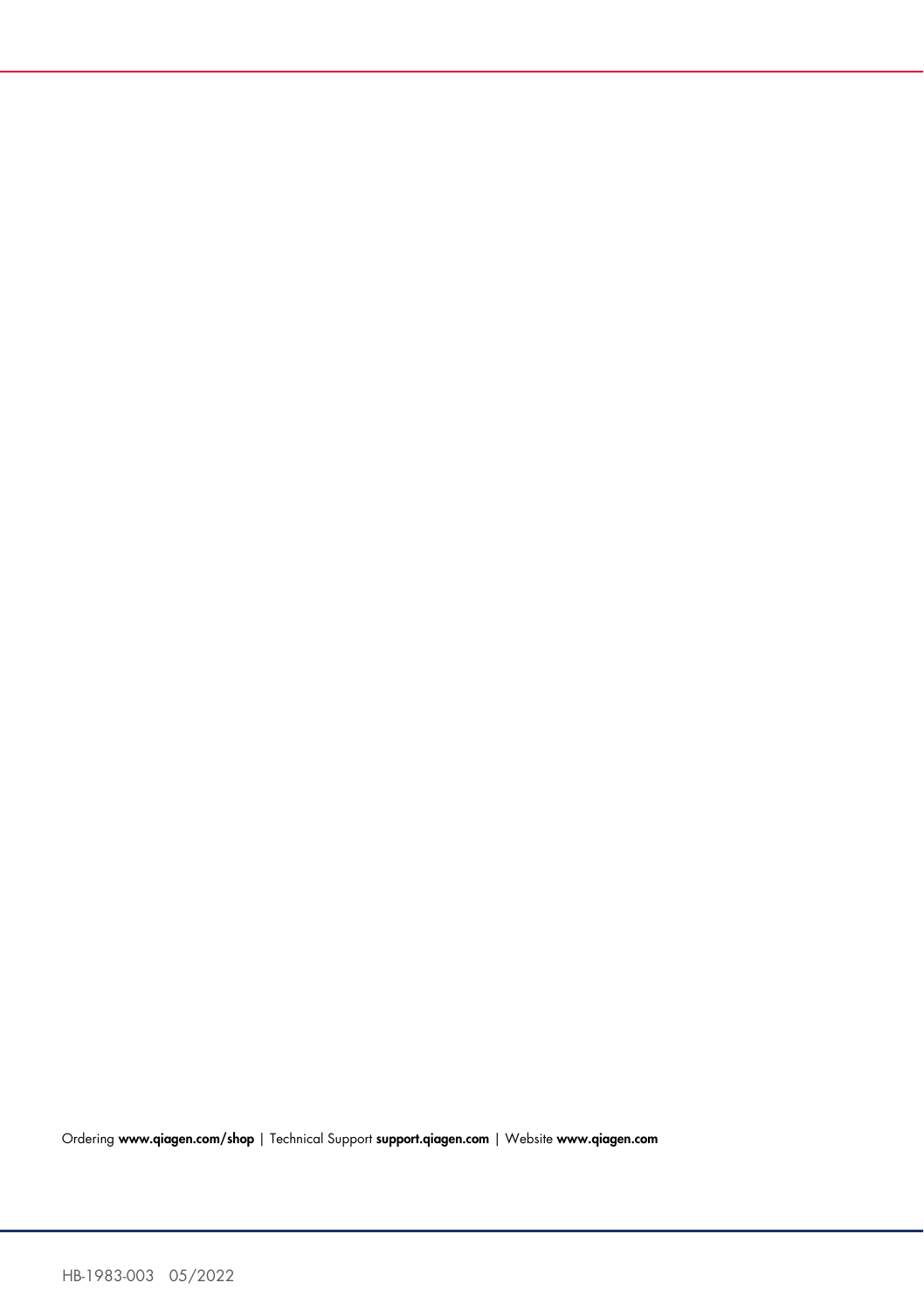Ordering **www.qiagen.com/shop** | Technical Support **support.qiagen.com** | Website **www.qiagen.com**

HB-1983-003 05/2022